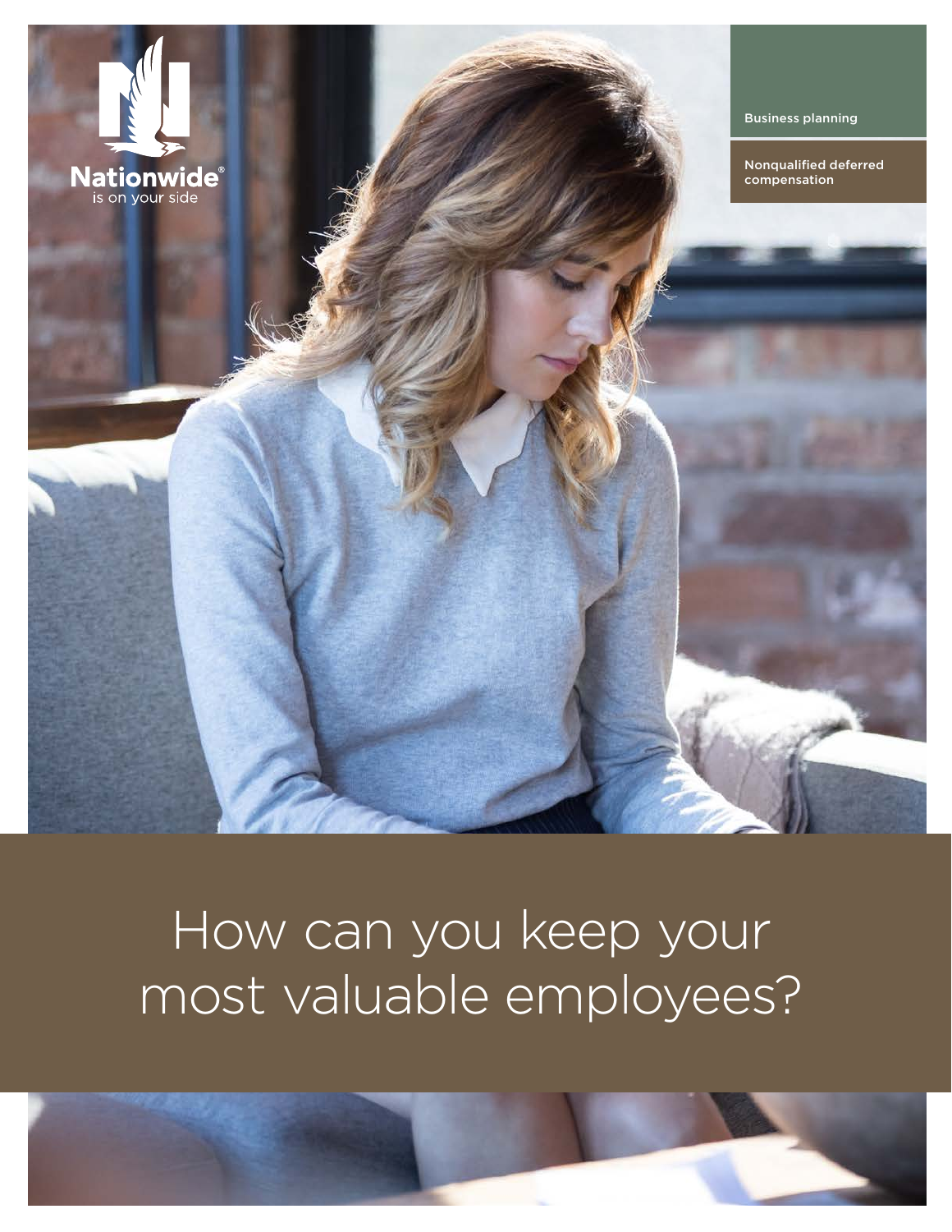Nationwide®
is on your side

Business planning

Nonqualified deferred compensation

# How can you keep your most valuable employees?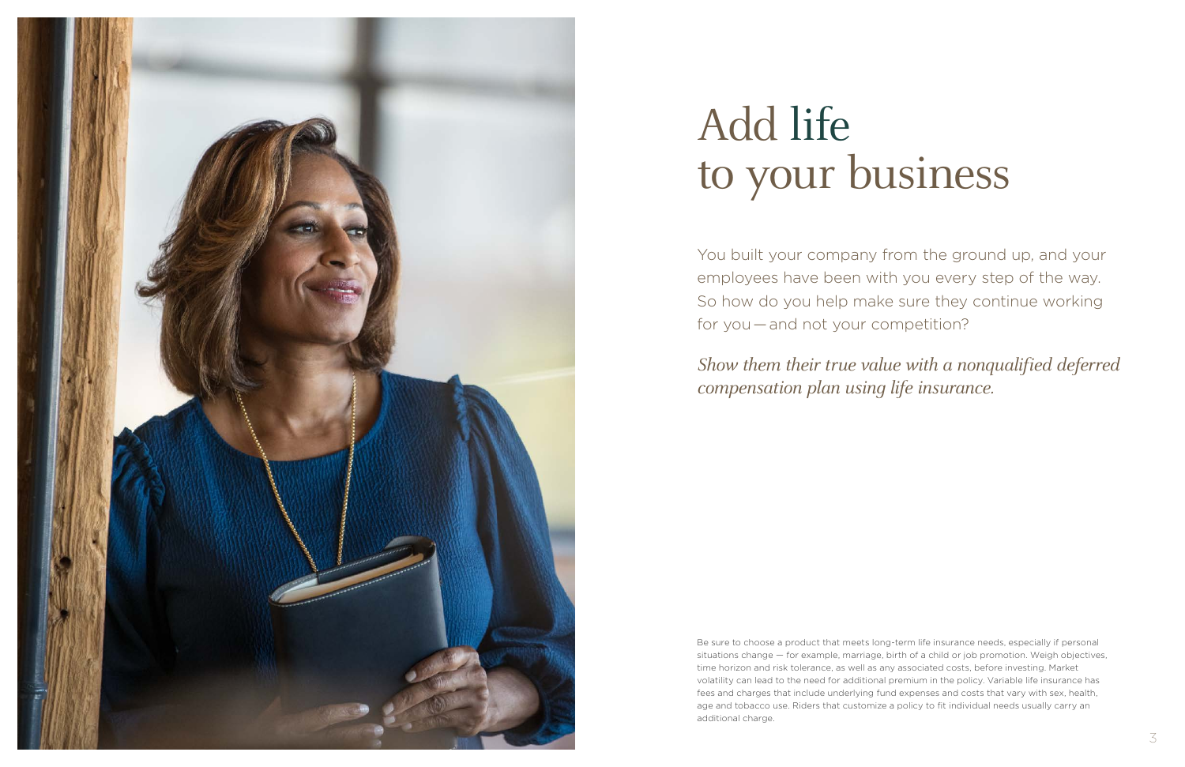# Add life to your business

You built your company from the ground up, and your employees have been with you every step of the way. So how do you help make sure they continue working for you — and not your competition?

*Show them their true value with a nonqualified deferred compensation plan using life insurance.*

Be sure to choose a product that meets long-term life insurance needs, especially if personal situations change — for example, marriage, birth of a child or job promotion. Weigh objectives, time horizon and risk tolerance, as well as any associated costs, before investing. Market volatility can lead to the need for additional premium in the policy. Variable life insurance has fees and charges that include underlying fund expenses and costs that vary with sex, health, age and tobacco use. Riders that customize a policy to fit individual needs usually carry an additional charge.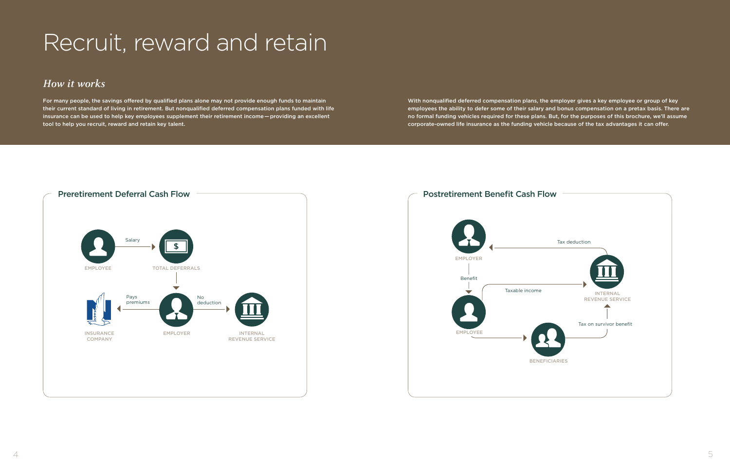# Recruit, reward and retain

## *How it works*

For many people, the savings offered by qualified plans alone may not provide enough funds to maintain their current standard of living in retirement. But nonqualified deferred compensation plans funded with life insurance can be used to help key employees supplement their retirement income — providing an excellent tool to help you recruit, reward and retain key talent.

With nonqualified deferred compensation plans, the employer gives a key employee or group of key employees the ability to defer some of their salary and bonus compensation on a pretax basis. There are no formal funding vehicles required for these plans. But, for the purposes of this brochure, we'll assume corporate-owned life insurance as the funding vehicle because of the tax advantages it can offer.

### Preretirement Deferral Cash Flow

- EMPLOYEE → Salary → TOTAL DEFERRALS
- TOTAL DEFERRALS → EMPLOYER
- EMPLOYER → Pays premiums → INSURANCE COMPANY
- EMPLOYER → No deduction → INTERNAL REVENUE SERVICE

### Postretirement Benefit Cash Flow

- EMPLOYER → Benefit → EMPLOYEE
- INTERNAL REVENUE SERVICE → Tax deduction → EMPLOYER
- EMPLOYEE → Taxable income → INTERNAL REVENUE SERVICE
- EMPLOYEE → BENEFICIARIES
- BENEFICIARIES → Tax on survivor benefit → INTERNAL REVENUE SERVICE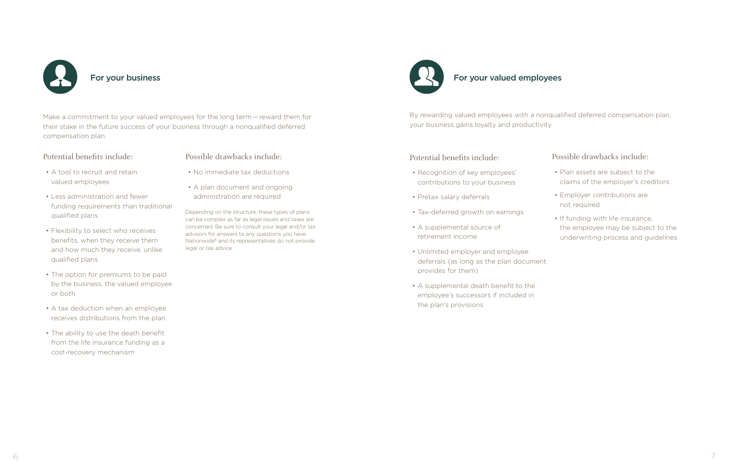## For your business

Make a commitment to your valued employees for the long term — reward them for their stake in the future success of your business through a nonqualified deferred compensation plan.

### Potential benefits include:

- A tool to recruit and retain valued employees
- Less administration and fewer funding requirements than traditional qualified plans
- Flexibility to select who receives benefits, when they receive them and how much they receive, unlike qualified plans
- The option for premiums to be paid by the business, the valued employee or both
- A tax deduction when an employee receives distributions from the plan
- The ability to use the death benefit from the life insurance funding as a cost-recovery mechanism

### Possible drawbacks include:

- No immediate tax deductions
- A plan document and ongoing administration are required

Depending on the structure, these types of plans can be complex as far as legal issues and taxes are concerned. Be sure to consult your legal and/or tax advisors for answers to any questions you have. Nationwide® and its representatives do not provide legal or tax advice.

## For your valued employees

By rewarding valued employees with a nonqualified deferred compensation plan, your business gains loyalty and productivity.

### Potential benefits include:

- Recognition of key employees' contributions to your business
- Pretax salary deferrals
- Tax-deferred growth on earnings
- A supplemental source of retirement income
- Unlimited employer and employee deferrals (as long as the plan document provides for them)
- A supplemental death benefit to the employee's successors if included in the plan's provisions

### Possible drawbacks include:

- Plan assets are subject to the claims of the employer's creditors
- Employer contributions are not required
- If funding with life insurance, the employee may be subject to the underwriting process and guidelines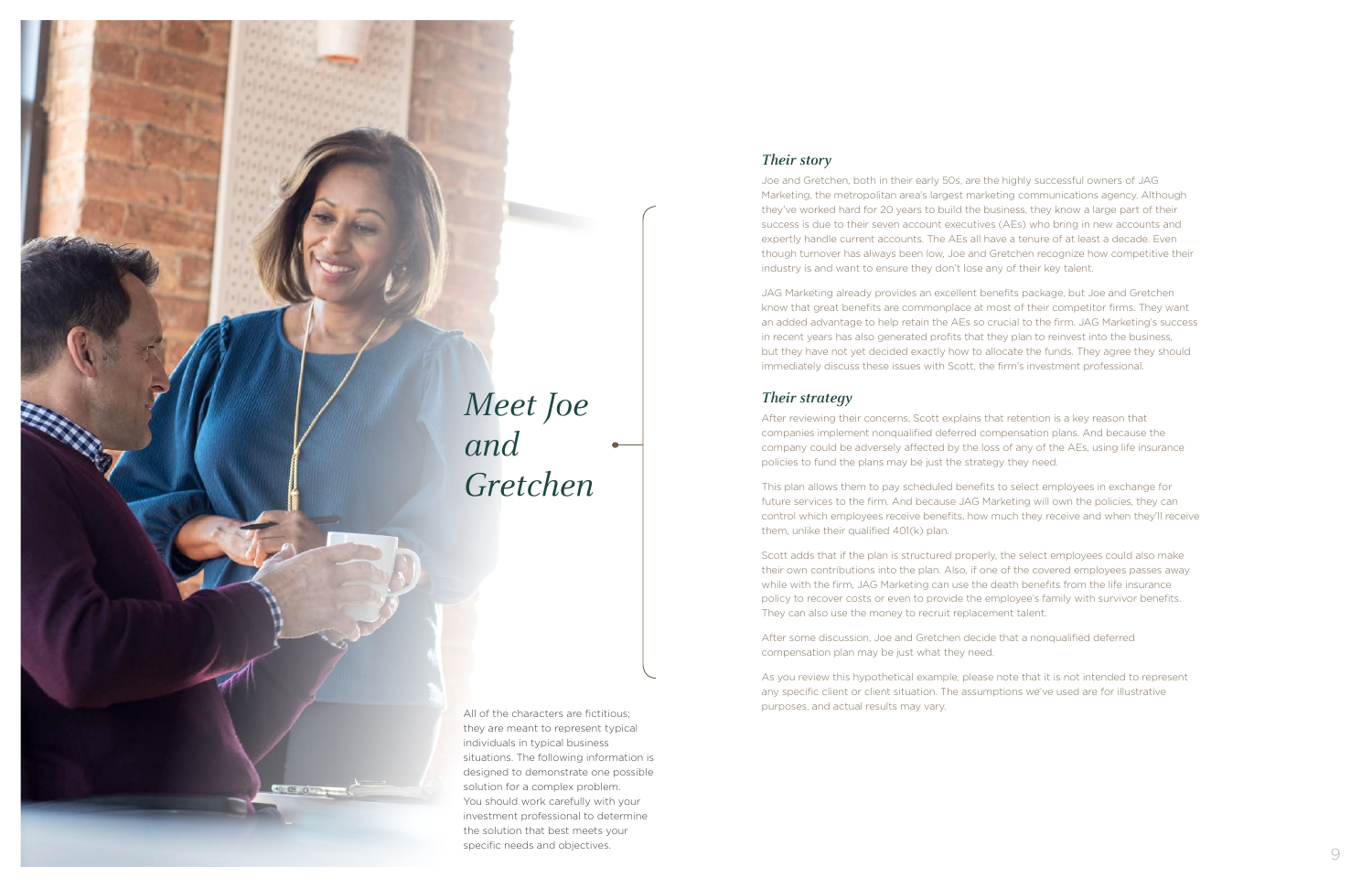# Meet Joe and Gretchen

All of the characters are fictitious; they are meant to represent typical individuals in typical business situations. The following information is designed to demonstrate one possible solution for a complex problem. You should work carefully with your investment professional to determine the solution that best meets your specific needs and objectives.

### *Their story*

Joe and Gretchen, both in their early 50s, are the highly successful owners of JAG Marketing, the metropolitan area's largest marketing communications agency. Although they've worked hard for 20 years to build the business, they know a large part of their success is due to their seven account executives (AEs) who bring in new accounts and expertly handle current accounts. The AEs all have a tenure of at least a decade. Even though turnover has always been low, Joe and Gretchen recognize how competitive their industry is and want to ensure they don't lose any of their key talent.

JAG Marketing already provides an excellent benefits package, but Joe and Gretchen know that great benefits are commonplace at most of their competitor firms. They want an added advantage to help retain the AEs so crucial to the firm. JAG Marketing's success in recent years has also generated profits that they plan to reinvest into the business, but they have not yet decided exactly how to allocate the funds. They agree they should immediately discuss these issues with Scott, the firm's investment professional.

### *Their strategy*

After reviewing their concerns, Scott explains that retention is a key reason that companies implement nonqualified deferred compensation plans. And because the company could be adversely affected by the loss of any of the AEs, using life insurance policies to fund the plans may be just the strategy they need.

This plan allows them to pay scheduled benefits to select employees in exchange for future services to the firm. And because JAG Marketing will own the policies, they can control which employees receive benefits, how much they receive and when they'll receive them, unlike their qualified 401(k) plan.

Scott adds that if the plan is structured properly, the select employees could also make their own contributions into the plan. Also, if one of the covered employees passes away while with the firm, JAG Marketing can use the death benefits from the life insurance policy to recover costs or even to provide the employee's family with survivor benefits. They can also use the money to recruit replacement talent.

After some discussion, Joe and Gretchen decide that a nonqualified deferred compensation plan may be just what they need.

As you review this hypothetical example, please note that it is not intended to represent any specific client or client situation. The assumptions we've used are for illustrative purposes, and actual results may vary.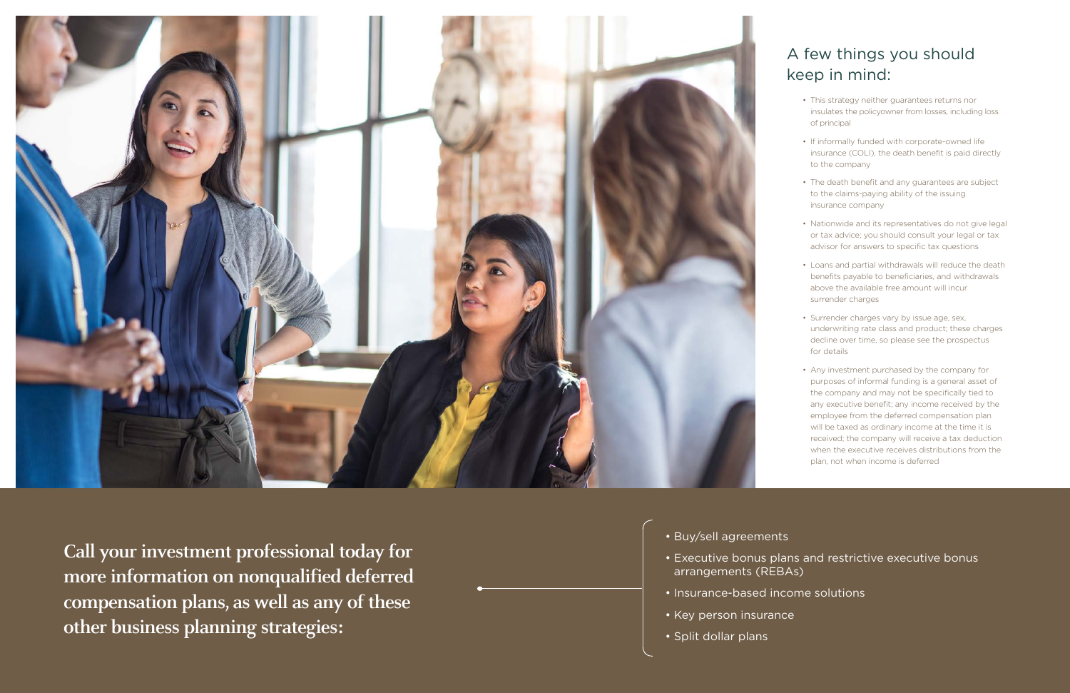## A few things you should keep in mind:

- This strategy neither guarantees returns nor insulates the policyowner from losses, including loss of principal
- If informally funded with corporate-owned life insurance (COLI), the death benefit is paid directly to the company
- The death benefit and any guarantees are subject to the claims-paying ability of the issuing insurance company
- Nationwide and its representatives do not give legal or tax advice; you should consult your legal or tax advisor for answers to specific tax questions
- Loans and partial withdrawals will reduce the death benefits payable to beneficiaries, and withdrawals above the available free amount will incur surrender charges
- Surrender charges vary by issue age, sex, underwriting rate class and product; these charges decline over time, so please see the prospectus for details
- Any investment purchased by the company for purposes of informal funding is a general asset of the company and may not be specifically tied to any executive benefit; any income received by the employee from the deferred compensation plan will be taxed as ordinary income at the time it is received; the company will receive a tax deduction when the executive receives distributions from the plan, not when income is deferred

**Call your investment professional today for more information on nonqualified deferred compensation plans, as well as any of these other business planning strategies:**

- Buy/sell agreements
- Executive bonus plans and restrictive executive bonus arrangements (REBAs)
- Insurance-based income solutions
- Key person insurance
- Split dollar plans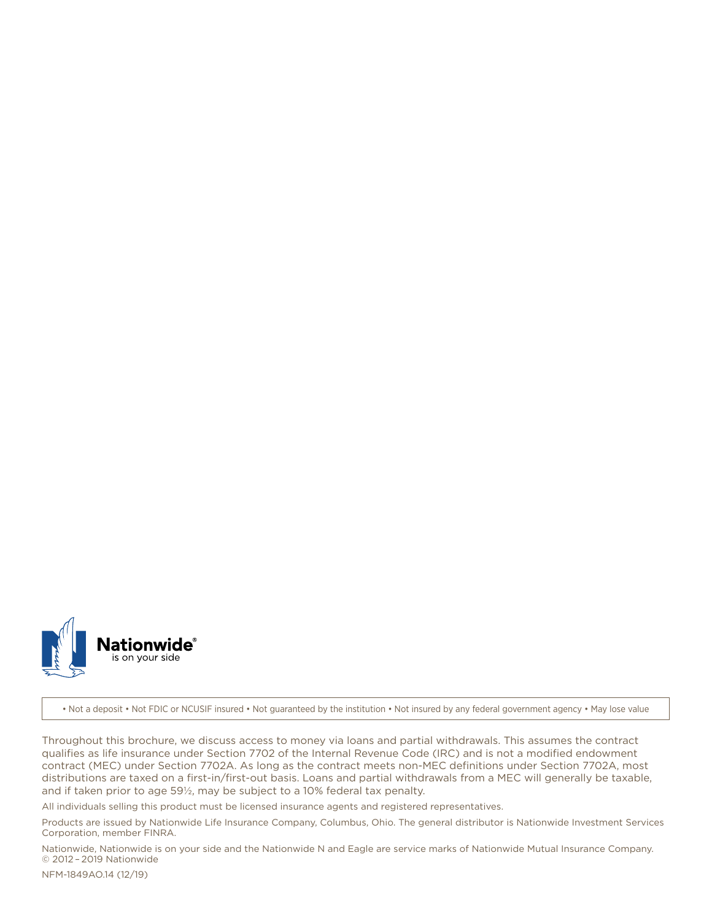Nationwide®
is on your side

• Not a deposit • Not FDIC or NCUSIF insured • Not guaranteed by the institution • Not insured by any federal government agency • May lose value

Throughout this brochure, we discuss access to money via loans and partial withdrawals. This assumes the contract qualifies as life insurance under Section 7702 of the Internal Revenue Code (IRC) and is not a modified endowment contract (MEC) under Section 7702A. As long as the contract meets non-MEC definitions under Section 7702A, most distributions are taxed on a first-in/first-out basis. Loans and partial withdrawals from a MEC will generally be taxable, and if taken prior to age 59½, may be subject to a 10% federal tax penalty.

All individuals selling this product must be licensed insurance agents and registered representatives.

Products are issued by Nationwide Life Insurance Company, Columbus, Ohio. The general distributor is Nationwide Investment Services Corporation, member FINRA.

Nationwide, Nationwide is on your side and the Nationwide N and Eagle are service marks of Nationwide Mutual Insurance Company. © 2012 – 2019 Nationwide

NFM-1849AO.14 (12/19)